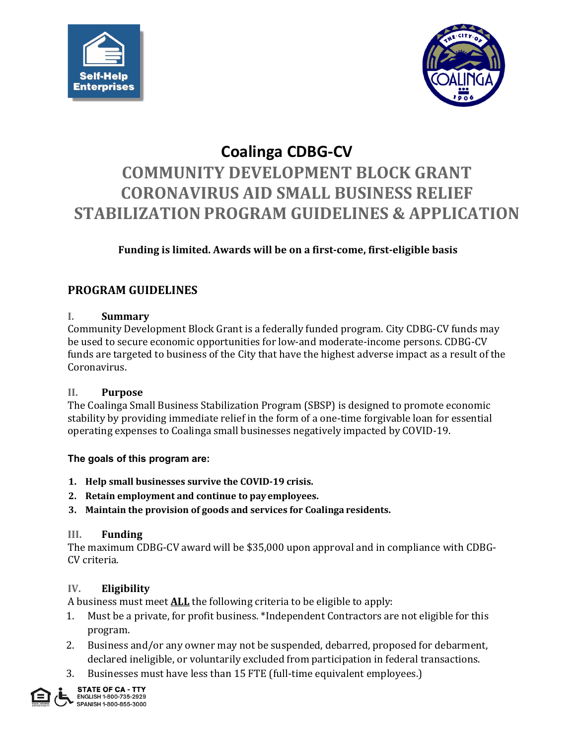# Coalinga CDBG-CV

# COMMUNITY DEVELOPMENT BLOCK GRANT CORONAVIRUS AID SMALL BUSINESS RELIEF STABILIZATION PROGRAM GUIDELINES & APPLICATION

**Funding is limited. Awards will be on a first-come, first-eligible basis**

## PROGRAM GUIDELINES

### I. Summary

Community Development Block Grant is a federally funded program. City CDBG-CV funds may be used to secure economic opportunities for low-and moderate-income persons. CDBG-CV funds are targeted to business of the City that have the highest adverse impact as a result of the Coronavirus.

### II. Purpose

The Coalinga Small Business Stabilization Program (SBSP) is designed to promote economic stability by providing immediate relief in the form of a one-time forgivable loan for essential operating expenses to Coalinga small businesses negatively impacted by COVID-19.

**The goals of this program are:**

1. **Help small businesses survive the COVID-19 crisis.**
2. **Retain employment and continue to pay employees.**
3. **Maintain the provision of goods and services for Coalinga residents.**

### III. Funding

The maximum CDBG-CV award will be $35,000 upon approval and in compliance with CDBG-CV criteria.

### IV. Eligibility

A business must meet **ALL** the following criteria to be eligible to apply:

1. Must be a private, for profit business. *Independent Contractors are not eligible for this program.
2. Business and/or any owner may not be suspended, debarred, proposed for debarment, declared ineligible, or voluntarily excluded from participation in federal transactions.
3. Businesses must have less than 15 FTE (full-time equivalent employees.)

STATE OF CA - TTY
ENGLISH 1-800-735-2929
SPANISH 1-800-855-3000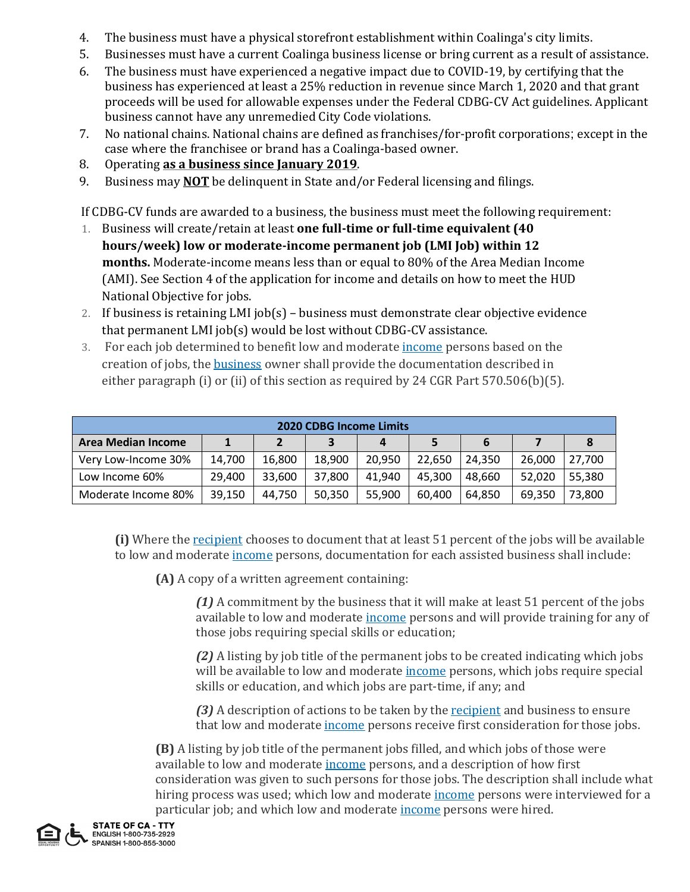4. The business must have a physical storefront establishment within Coalinga's city limits.
5. Businesses must have a current Coalinga business license or bring current as a result of assistance.
6. The business must have experienced a negative impact due to COVID-19, by certifying that the business has experienced at least a 25% reduction in revenue since March 1, 2020 and that grant proceeds will be used for allowable expenses under the Federal CDBG-CV Act guidelines. Applicant business cannot have any unremedied City Code violations.
7. No national chains. National chains are defined as franchises/for-profit corporations; except in the case where the franchisee or brand has a Coalinga-based owner.
8. Operating **as a business since January 2019**.
9. Business may **NOT** be delinquent in State and/or Federal licensing and filings.

If CDBG-CV funds are awarded to a business, the business must meet the following requirement:

1. Business will create/retain at least **one full-time or full-time equivalent (40 hours/week) low or moderate-income permanent job (LMI Job) within 12 months.** Moderate-income means less than or equal to 80% of the Area Median Income (AMI). See Section 4 of the application for income and details on how to meet the HUD National Objective for jobs.
2. If business is retaining LMI job(s) – business must demonstrate clear objective evidence that permanent LMI job(s) would be lost without CDBG-CV assistance.
3. For each job determined to benefit low and moderate income persons based on the creation of jobs, the business owner shall provide the documentation described in either paragraph (i) or (ii) of this section as required by 24 CGR Part 570.506(b)(5).

| 2020 CDBG Income Limits | | | | | | | | |
|---|---|---|---|---|---|---|---|---|
| **Area Median Income** | **1** | **2** | **3** | **4** | **5** | **6** | **7** | **8** |
| Very Low-Income 30% | 14,700 | 16,800 | 18,900 | 20,950 | 22,650 | 24,350 | 26,000 | 27,700 |
| Low Income 60% | 29,400 | 33,600 | 37,800 | 41,940 | 45,300 | 48,660 | 52,020 | 55,380 |
| Moderate Income 80% | 39,150 | 44,750 | 50,350 | 55,900 | 60,400 | 64,850 | 69,350 | 73,800 |

**(i)** Where the recipient chooses to document that at least 51 percent of the jobs will be available to low and moderate income persons, documentation for each assisted business shall include:

**(A)** A copy of a written agreement containing:

***(1)*** A commitment by the business that it will make at least 51 percent of the jobs available to low and moderate income persons and will provide training for any of those jobs requiring special skills or education;

***(2)*** A listing by job title of the permanent jobs to be created indicating which jobs will be available to low and moderate income persons, which jobs require special skills or education, and which jobs are part-time, if any; and

***(3)*** A description of actions to be taken by the recipient and business to ensure that low and moderate income persons receive first consideration for those jobs.

**(B)** A listing by job title of the permanent jobs filled, and which jobs of those were available to low and moderate income persons, and a description of how first consideration was given to such persons for those jobs. The description shall include what hiring process was used; which low and moderate income persons were interviewed for a particular job; and which low and moderate income persons were hired.

STATE OF CA - TTY
ENGLISH 1-800-735-2929
SPANISH 1-800-855-3000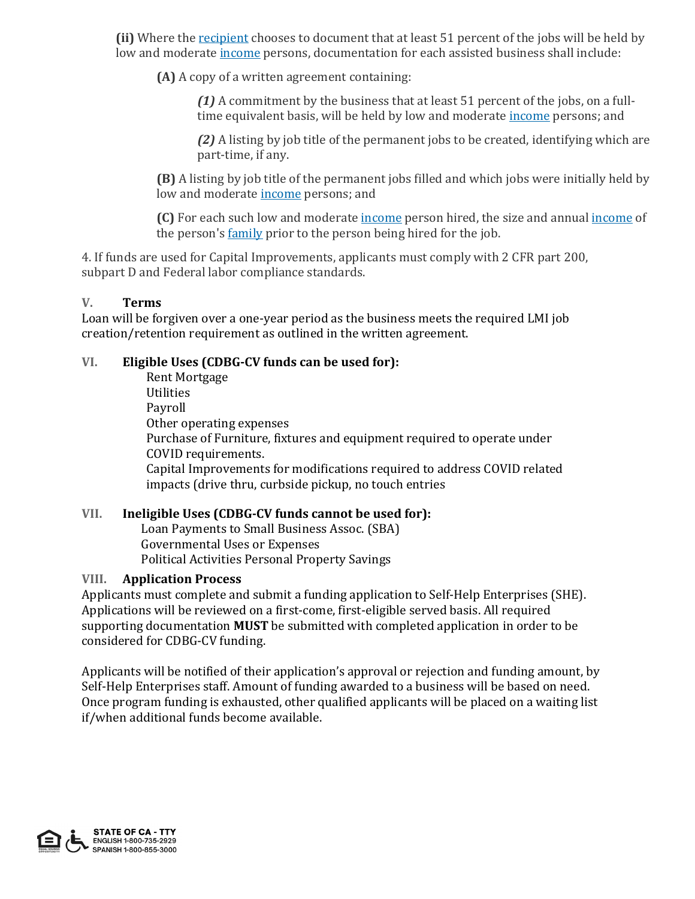**(ii)** Where the recipient chooses to document that at least 51 percent of the jobs will be held by low and moderate income persons, documentation for each assisted business shall include:

**(A)** A copy of a written agreement containing:

***(1)*** A commitment by the business that at least 51 percent of the jobs, on a full-time equivalent basis, will be held by low and moderate income persons; and

***(2)*** A listing by job title of the permanent jobs to be created, identifying which are part-time, if any.

**(B)** A listing by job title of the permanent jobs filled and which jobs were initially held by low and moderate income persons; and

**(C)** For each such low and moderate income person hired, the size and annual income of the person's family prior to the person being hired for the job.

4. If funds are used for Capital Improvements, applicants must comply with 2 CFR part 200, subpart D and Federal labor compliance standards.

## V. Terms

Loan will be forgiven over a one-year period as the business meets the required LMI job creation/retention requirement as outlined in the written agreement.

## VI. Eligible Uses (CDBG-CV funds can be used for):

Rent Mortgage
Utilities
Payroll
Other operating expenses
Purchase of Furniture, fixtures and equipment required to operate under COVID requirements.
Capital Improvements for modifications required to address COVID related impacts (drive thru, curbside pickup, no touch entries

## VII. Ineligible Uses (CDBG-CV funds cannot be used for):

Loan Payments to Small Business Assoc. (SBA)
Governmental Uses or Expenses
Political Activities Personal Property Savings

## VIII. Application Process

Applicants must complete and submit a funding application to Self-Help Enterprises (SHE). Applications will be reviewed on a first-come, first-eligible served basis. All required supporting documentation **MUST** be submitted with completed application in order to be considered for CDBG-CV funding.

Applicants will be notified of their application's approval or rejection and funding amount, by Self-Help Enterprises staff. Amount of funding awarded to a business will be based on need. Once program funding is exhausted, other qualified applicants will be placed on a waiting list if/when additional funds become available.

STATE OF CA - TTY
ENGLISH 1-800-735-2929
SPANISH 1-800-855-3000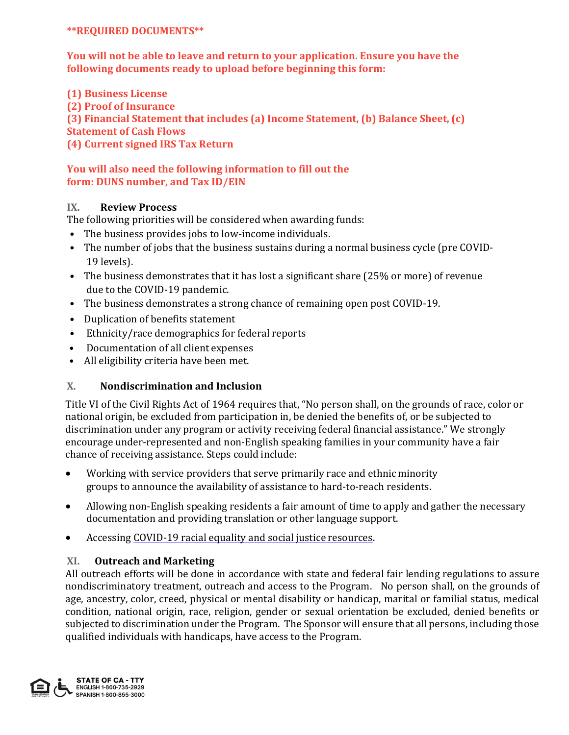**\*\*REQUIRED DOCUMENTS\*\***

**You will not be able to leave and return to your application. Ensure you have the following documents ready to upload before beginning this form:**

**(1) Business License**
**(2) Proof of Insurance**
**(3) Financial Statement that includes (a) Income Statement, (b) Balance Sheet, (c) Statement of Cash Flows**
**(4) Current signed IRS Tax Return**

**You will also need the following information to fill out the form: DUNS number, and Tax ID/EIN**

## IX. Review Process

The following priorities will be considered when awarding funds:

- The business provides jobs to low-income individuals.
- The number of jobs that the business sustains during a normal business cycle (pre COVID-19 levels).
- The business demonstrates that it has lost a significant share (25% or more) of revenue due to the COVID-19 pandemic.
- The business demonstrates a strong chance of remaining open post COVID-19.
- Duplication of benefits statement
- Ethnicity/race demographics for federal reports
- Documentation of all client expenses
- All eligibility criteria have been met.

## X. Nondiscrimination and Inclusion

Title VI of the Civil Rights Act of 1964 requires that, "No person shall, on the grounds of race, color or national origin, be excluded from participation in, be denied the benefits of, or be subjected to discrimination under any program or activity receiving federal financial assistance." We strongly encourage under-represented and non-English speaking families in your community have a fair chance of receiving assistance. Steps could include:

- Working with service providers that serve primarily race and ethnic minority groups to announce the availability of assistance to hard-to-reach residents.
- Allowing non-English speaking residents a fair amount of time to apply and gather the necessary documentation and providing translation or other language support.
- Accessing COVID-19 racial equality and social justice resources.

## XI. Outreach and Marketing

All outreach efforts will be done in accordance with state and federal fair lending regulations to assure nondiscriminatory treatment, outreach and access to the Program. No person shall, on the grounds of age, ancestry, color, creed, physical or mental disability or handicap, marital or familial status, medical condition, national origin, race, religion, gender or sexual orientation be excluded, denied benefits or subjected to discrimination under the Program. The Sponsor will ensure that all persons, including those qualified individuals with handicaps, have access to the Program.

STATE OF CA - TTY
ENGLISH 1-800-735-2929
SPANISH 1-800-855-3000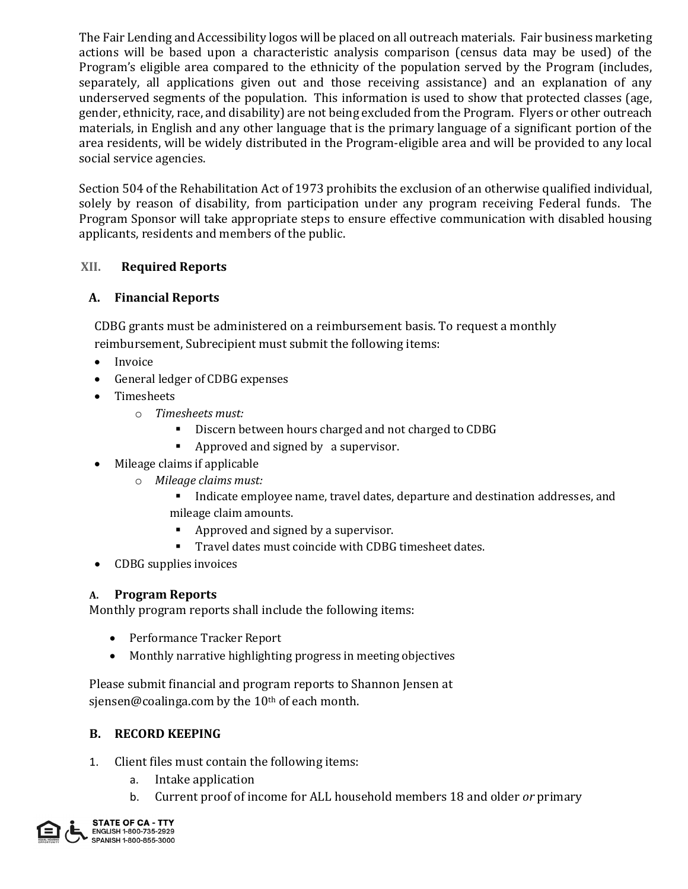The Fair Lending and Accessibility logos will be placed on all outreach materials. Fair business marketing actions will be based upon a characteristic analysis comparison (census data may be used) of the Program's eligible area compared to the ethnicity of the population served by the Program (includes, separately, all applications given out and those receiving assistance) and an explanation of any underserved segments of the population. This information is used to show that protected classes (age, gender, ethnicity, race, and disability) are not being excluded from the Program. Flyers or other outreach materials, in English and any other language that is the primary language of a significant portion of the area residents, will be widely distributed in the Program-eligible area and will be provided to any local social service agencies.

Section 504 of the Rehabilitation Act of 1973 prohibits the exclusion of an otherwise qualified individual, solely by reason of disability, from participation under any program receiving Federal funds. The Program Sponsor will take appropriate steps to ensure effective communication with disabled housing applicants, residents and members of the public.

## XII. Required Reports

### A. Financial Reports

CDBG grants must be administered on a reimbursement basis. To request a monthly reimbursement, Subrecipient must submit the following items:

- Invoice
- General ledger of CDBG expenses
- Timesheets
  - *Timesheets must:*
    - Discern between hours charged and not charged to CDBG
    - Approved and signed by a supervisor.
- Mileage claims if applicable
  - *Mileage claims must:*
    - Indicate employee name, travel dates, departure and destination addresses, and mileage claim amounts.
    - Approved and signed by a supervisor.
    - Travel dates must coincide with CDBG timesheet dates.
- CDBG supplies invoices

### A. Program Reports

Monthly program reports shall include the following items:

- Performance Tracker Report
- Monthly narrative highlighting progress in meeting objectives

Please submit financial and program reports to Shannon Jensen at sjensen@coalinga.com by the 10th of each month.

### B. RECORD KEEPING

1. Client files must contain the following items:
   a. Intake application
   b. Current proof of income for ALL household members 18 and older *or* primary

STATE OF CA - TTY
ENGLISH 1-800-735-2929
SPANISH 1-800-855-3000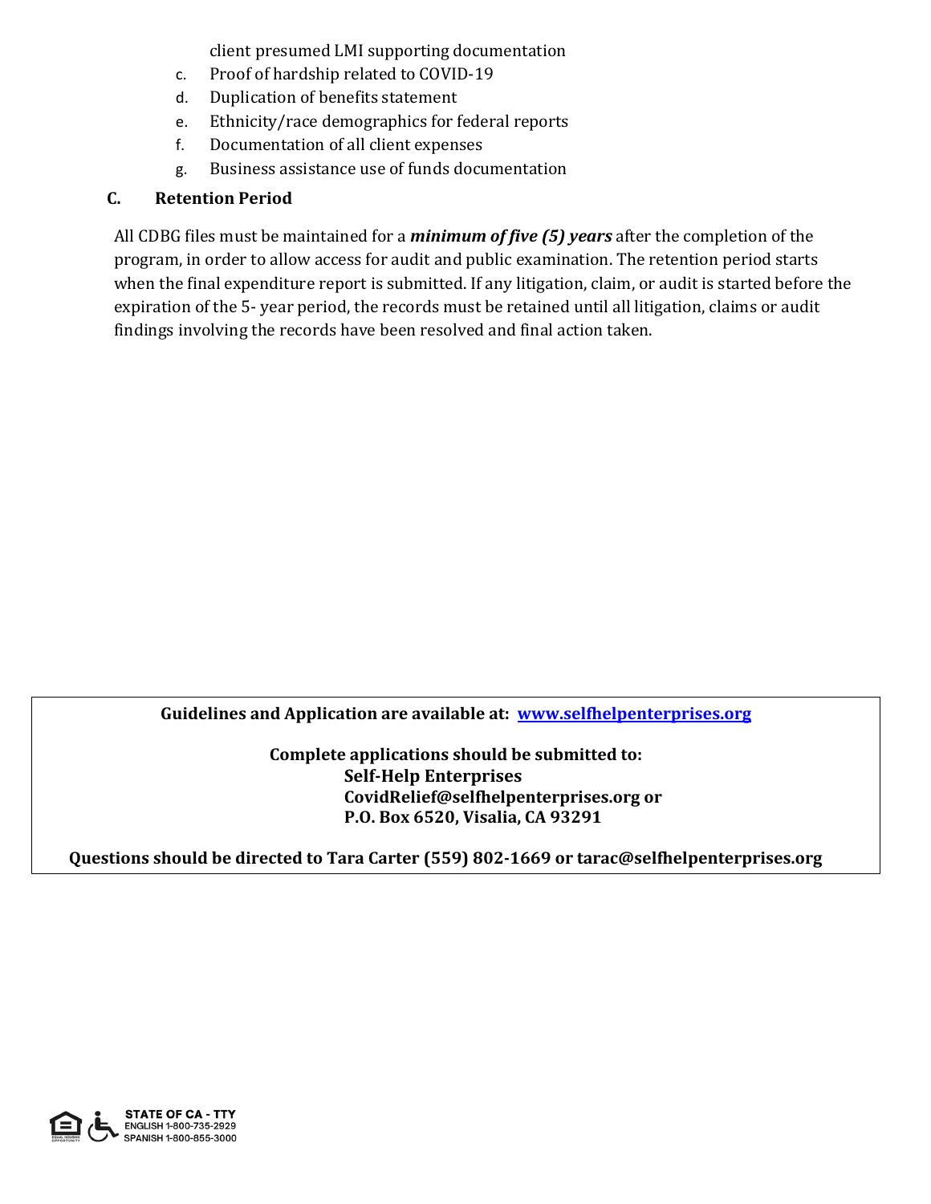client presumed LMI supporting documentation

c. Proof of hardship related to COVID-19
d. Duplication of benefits statement
e. Ethnicity/race demographics for federal reports
f. Documentation of all client expenses
g. Business assistance use of funds documentation

### C. Retention Period

All CDBG files must be maintained for a ***minimum of five (5) years*** after the completion of the program, in order to allow access for audit and public examination. The retention period starts when the final expenditure report is submitted. If any litigation, claim, or audit is started before the expiration of the 5- year period, the records must be retained until all litigation, claims or audit findings involving the records have been resolved and final action taken.

**Guidelines and Application are available at: [www.selfhelpenterprises.org](http://www.selfhelpenterprises.org)**

**Complete applications should be submitted to:**
**Self-Help Enterprises**
**CovidRelief@selfhelpenterprises.org or**
**P.O. Box 6520, Visalia, CA 93291**

**Questions should be directed to Tara Carter (559) 802-1669 or tarac@selfhelpenterprises.org**

STATE OF CA - TTY
ENGLISH 1-800-735-2929
SPANISH 1-800-855-3000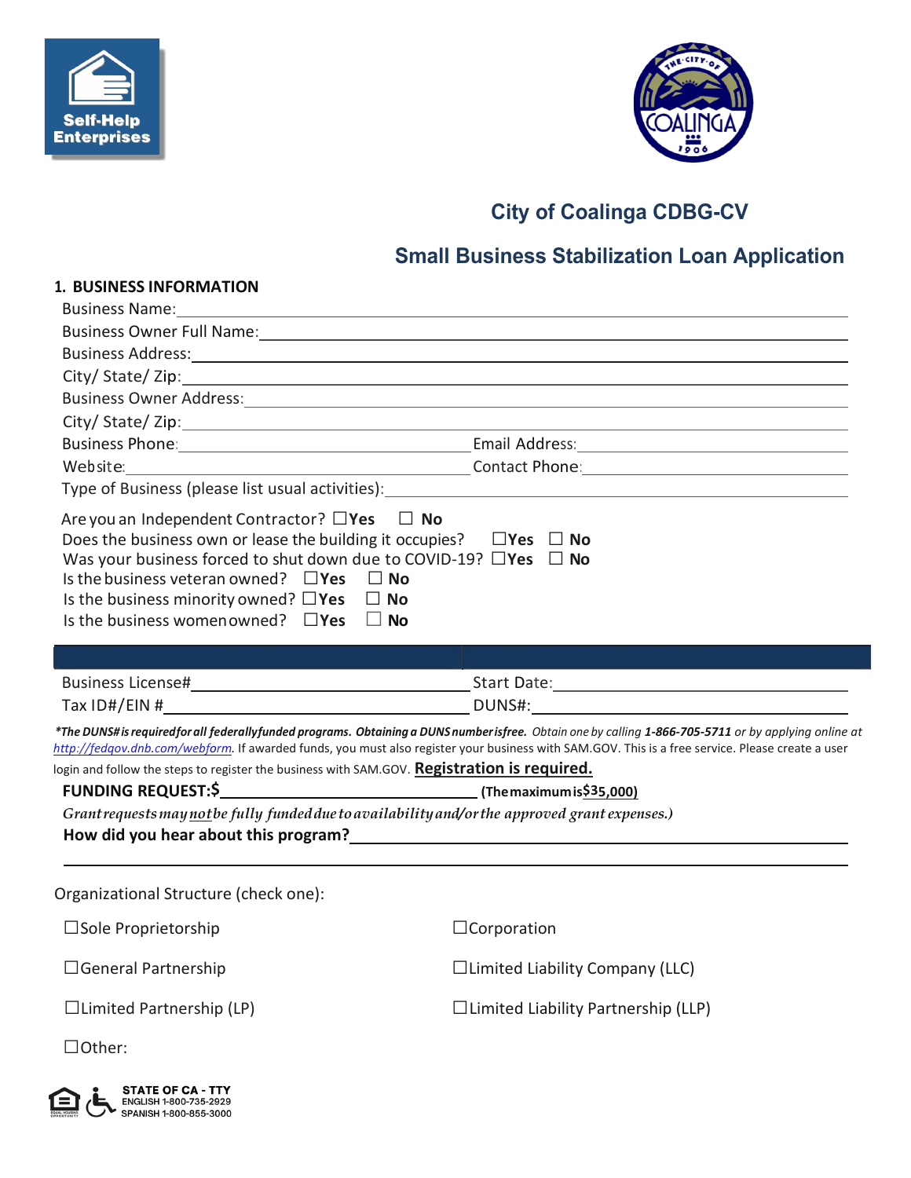# City of Coalinga CDBG-CV

## Small Business Stabilization Loan Application

### 1. BUSINESS INFORMATION

Business Name: \_\_\_\_\_\_\_\_\_\_\_\_\_\_\_\_\_\_\_\_\_\_\_\_\_\_\_\_\_\_\_\_

Business Owner Full Name: \_\_\_\_\_\_\_\_\_\_\_\_\_\_\_\_\_\_\_\_\_\_\_\_\_\_\_\_\_\_\_\_

Business Address: \_\_\_\_\_\_\_\_\_\_\_\_\_\_\_\_\_\_\_\_\_\_\_\_\_\_\_\_\_\_\_\_

City/ State/ Zip: \_\_\_\_\_\_\_\_\_\_\_\_\_\_\_\_\_\_\_\_\_\_\_\_\_\_\_\_\_\_\_\_

Business Owner Address: \_\_\_\_\_\_\_\_\_\_\_\_\_\_\_\_\_\_\_\_\_\_\_\_\_\_\_\_\_\_\_\_

City/ State/ Zip: \_\_\_\_\_\_\_\_\_\_\_\_\_\_\_\_\_\_\_\_\_\_\_\_\_\_\_\_\_\_\_\_

Business Phone: \_\_\_\_\_\_\_\_\_\_\_\_\_\_\_\_ Email Address: \_\_\_\_\_\_\_\_\_\_\_\_\_\_\_\_

Website: \_\_\_\_\_\_\_\_\_\_\_\_\_\_\_\_ Contact Phone: \_\_\_\_\_\_\_\_\_\_\_\_\_\_\_\_

Type of Business (please list usual activities): \_\_\_\_\_\_\_\_\_\_\_\_\_\_\_\_\_\_\_\_\_\_\_\_\_\_\_\_\_\_\_\_

Are you an Independent Contractor? ☐**Yes** ☐ **No**
Does the business own or lease the building it occupies? ☐**Yes** ☐ **No**
Was your business forced to shut down due to COVID-19? ☐**Yes** ☐ **No**
Is the business veteran owned? ☐**Yes** ☐ **No**
Is the business minority owned? ☐**Yes** ☐ **No**
Is the business women owned? ☐**Yes** ☐ **No**

Business License# \_\_\_\_\_\_\_\_\_\_\_\_\_\_\_\_ Start Date: \_\_\_\_\_\_\_\_\_\_\_\_\_\_\_\_

Tax ID#/EIN # \_\_\_\_\_\_\_\_\_\_\_\_\_\_\_\_ DUNS#: \_\_\_\_\_\_\_\_\_\_\_\_\_\_\_\_

***The DUNS# is required for all federally funded programs. Obtaining a DUNS number is free.** Obtain one by calling **1-866-705-5711** or by applying online at http://fedgov.dnb.com/webform.* If awarded funds, you must also register your business with SAM.GOV. This is a free service. Please create a user login and follow the steps to register the business with SAM.GOV. **Registration is required.**

**FUNDING REQUEST:$** \_\_\_\_\_\_\_\_\_\_\_\_\_\_\_\_ **(The maximum is $35,000)**

*Grant requests may not be fully funded due to availability and/or the approved grant expenses.)*

**How did you hear about this program?** \_\_\_\_\_\_\_\_\_\_\_\_\_\_\_\_\_\_\_\_\_\_\_\_\_\_\_\_\_\_\_\_

\_\_\_\_\_\_\_\_\_\_\_\_\_\_\_\_\_\_\_\_\_\_\_\_\_\_\_\_\_\_\_\_

Organizational Structure (check one):

☐Sole Proprietorship
☐Corporation
☐General Partnership
☐Limited Liability Company (LLC)
☐Limited Partnership (LP)
☐Limited Liability Partnership (LLP)
☐Other:

STATE OF CA - TTY
ENGLISH 1-800-735-2929
SPANISH 1-800-855-3000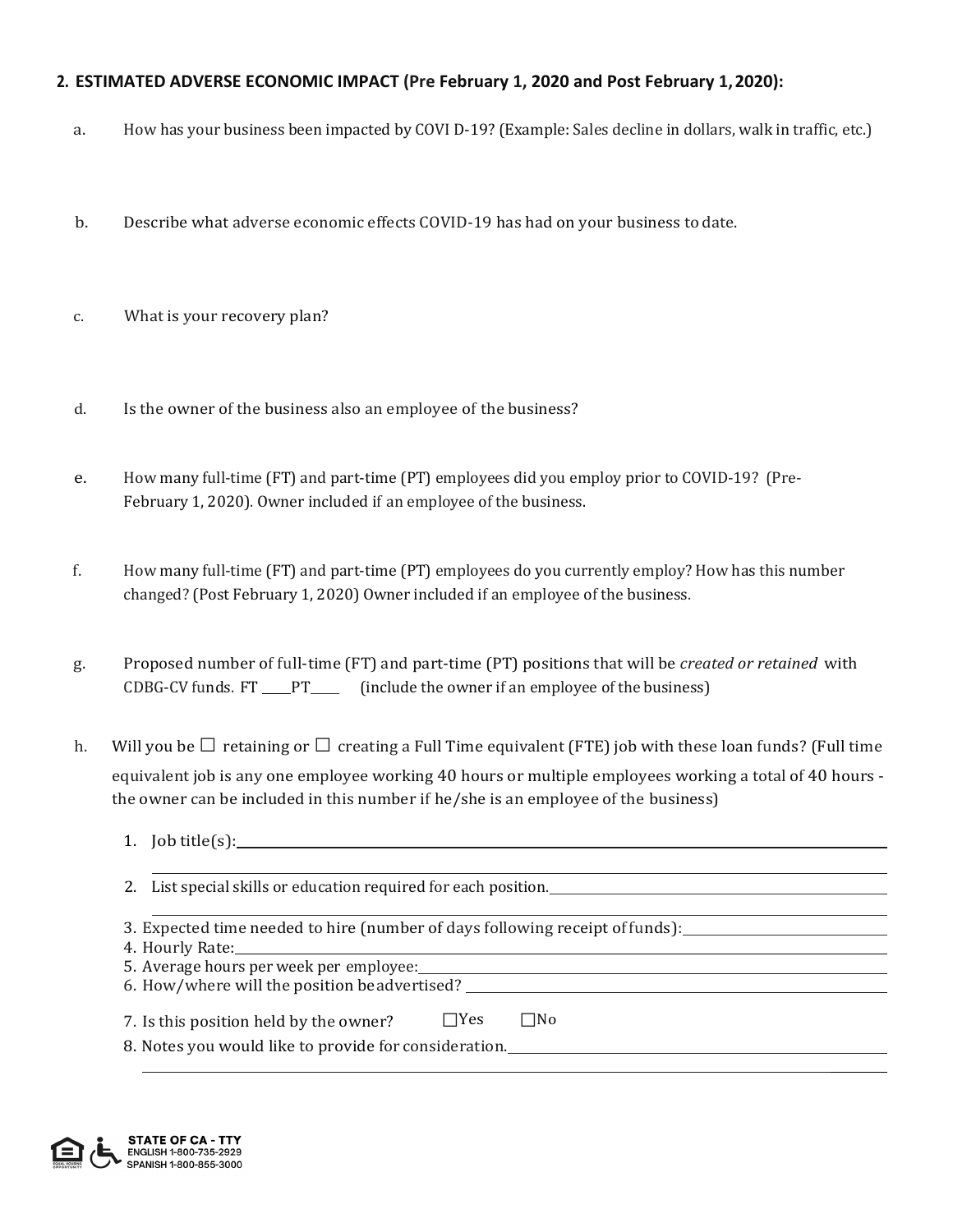## 2. ESTIMATED ADVERSE ECONOMIC IMPACT (Pre February 1, 2020 and Post February 1, 2020):

a. How has your business been impacted by COVI D-19? (Example: Sales decline in dollars, walk in traffic, etc.)

b. Describe what adverse economic effects COVID-19 has had on your business to date.

c. What is your recovery plan?

d. Is the owner of the business also an employee of the business?

e. How many full-time (FT) and part-time (PT) employees did you employ prior to COVID-19? (Pre-February 1, 2020). Owner included if an employee of the business.

f. How many full-time (FT) and part-time (PT) employees do you currently employ? How has this number changed? (Post February 1, 2020) Owner included if an employee of the business.

g. Proposed number of full-time (FT) and part-time (PT) positions that will be *created or retained* with CDBG-CV funds. FT ____PT____ (include the owner if an employee of the business)

h. Will you be ☐ retaining or ☐ creating a Full Time equivalent (FTE) job with these loan funds? (Full time equivalent job is any one employee working 40 hours or multiple employees working a total of 40 hours - the owner can be included in this number if he/she is an employee of the business)

1. Job title(s): ____________________
2. List special skills or education required for each position. ____________________
3. Expected time needed to hire (number of days following receipt of funds): ____________________
4. Hourly Rate: ____________________
5. Average hours per week per employee: ____________________
6. How/where will the position be advertised? ____________________
7. Is this position held by the owner? ☐Yes ☐No
8. Notes you would like to provide for consideration. ____________________

STATE OF CA - TTY
ENGLISH 1-800-735-2929
SPANISH 1-800-855-3000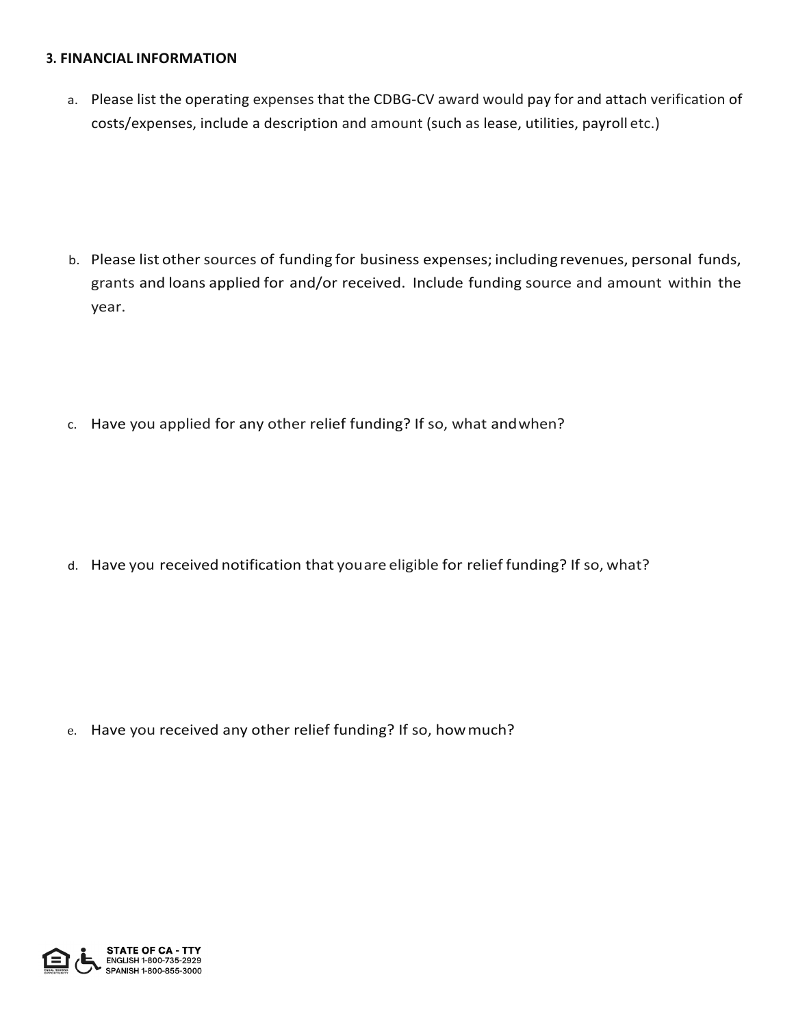### 3. FINANCIAL INFORMATION

a. Please list the operating expenses that the CDBG-CV award would pay for and attach verification of costs/expenses, include a description and amount (such as lease, utilities, payroll etc.)

b. Please list other sources of funding for business expenses; including revenues, personal funds, grants and loans applied for and/or received. Include funding source and amount within the year.

c. Have you applied for any other relief funding? If so, what and when?

d. Have you received notification that you are eligible for relief funding? If so, what?

e. Have you received any other relief funding? If so, how much?

STATE OF CA - TTY
ENGLISH 1-800-735-2929
SPANISH 1-800-855-3000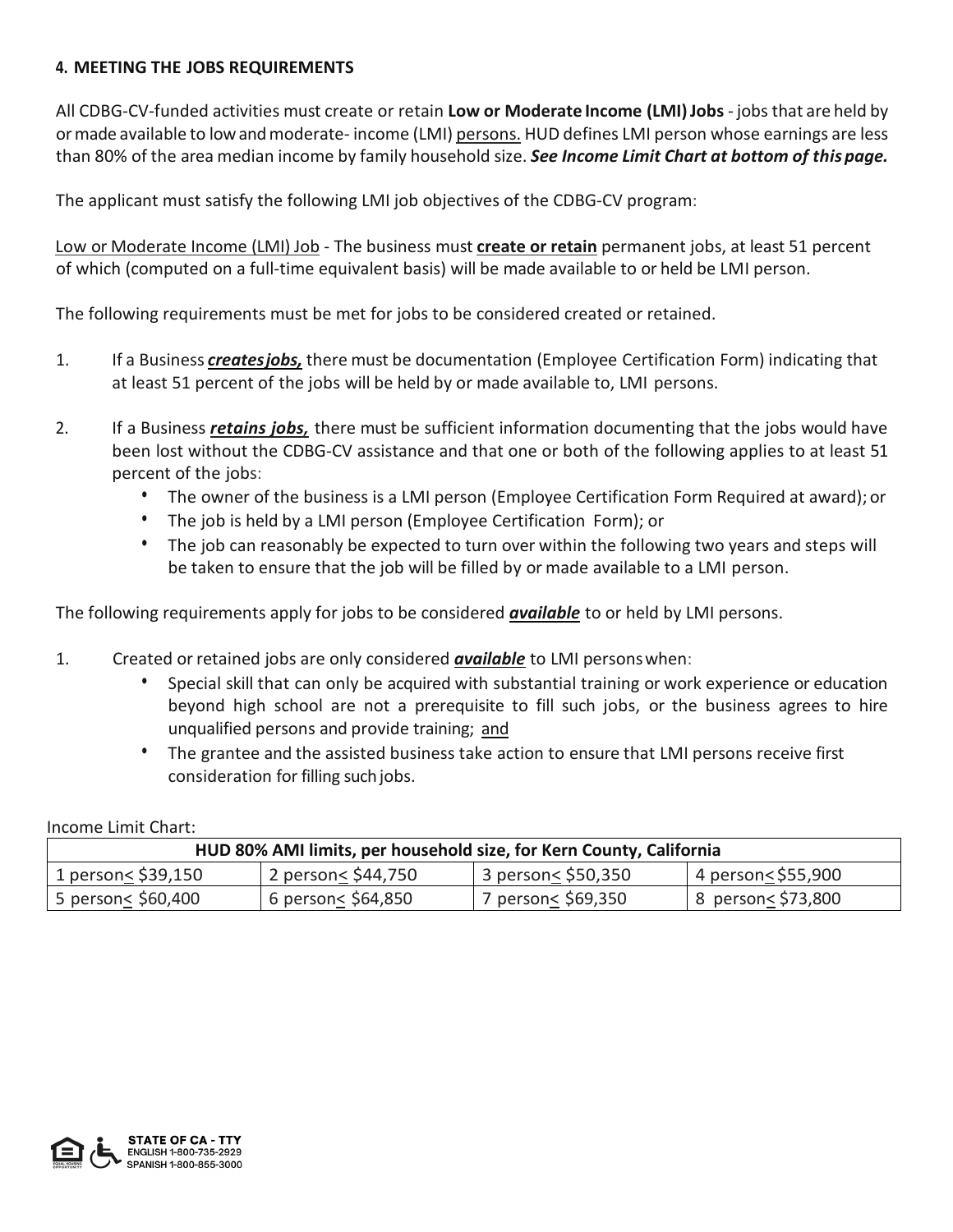## 4. MEETING THE JOBS REQUIREMENTS

All CDBG-CV-funded activities must create or retain **Low or Moderate Income (LMI) Jobs** - jobs that are held by or made available to low and moderate- income (LMI) persons. HUD defines LMI person whose earnings are less than 80% of the area median income by family household size. ***See Income Limit Chart at bottom of this page.***

The applicant must satisfy the following LMI job objectives of the CDBG-CV program:

Low or Moderate Income (LMI) Job - The business must **create or retain** permanent jobs, at least 51 percent of which (computed on a full-time equivalent basis) will be made available to or held be LMI person.

The following requirements must be met for jobs to be considered created or retained.

1. If a Business ***creates jobs,*** there must be documentation (Employee Certification Form) indicating that at least 51 percent of the jobs will be held by or made available to, LMI persons.
2. If a Business ***retains jobs,*** there must be sufficient information documenting that the jobs would have been lost without the CDBG-CV assistance and that one or both of the following applies to at least 51 percent of the jobs:
   - The owner of the business is a LMI person (Employee Certification Form Required at award); or
   - The job is held by a LMI person (Employee Certification Form); or
   - The job can reasonably be expected to turn over within the following two years and steps will be taken to ensure that the job will be filled by or made available to a LMI person.

The following requirements apply for jobs to be considered ***available*** to or held by LMI persons.

1. Created or retained jobs are only considered ***available*** to LMI persons when:
   - Special skill that can only be acquired with substantial training or work experience or education beyond high school are not a prerequisite to fill such jobs, or the business agrees to hire unqualified persons and provide training; and
   - The grantee and the assisted business take action to ensure that LMI persons receive first consideration for filling such jobs.

Income Limit Chart:

| HUD 80% AMI limits, per household size, for Kern County, California | | | |
|---|---|---|---|
| 1 person≤ $39,150 | 2 person≤ $44,750 | 3 person≤ $50,350 | 4 person≤ $55,900 |
| 5 person≤ $60,400 | 6 person≤ $64,850 | 7 person≤ $69,350 | 8 person≤ $73,800 |

STATE OF CA - TTY
ENGLISH 1-800-735-2929
SPANISH 1-800-855-3000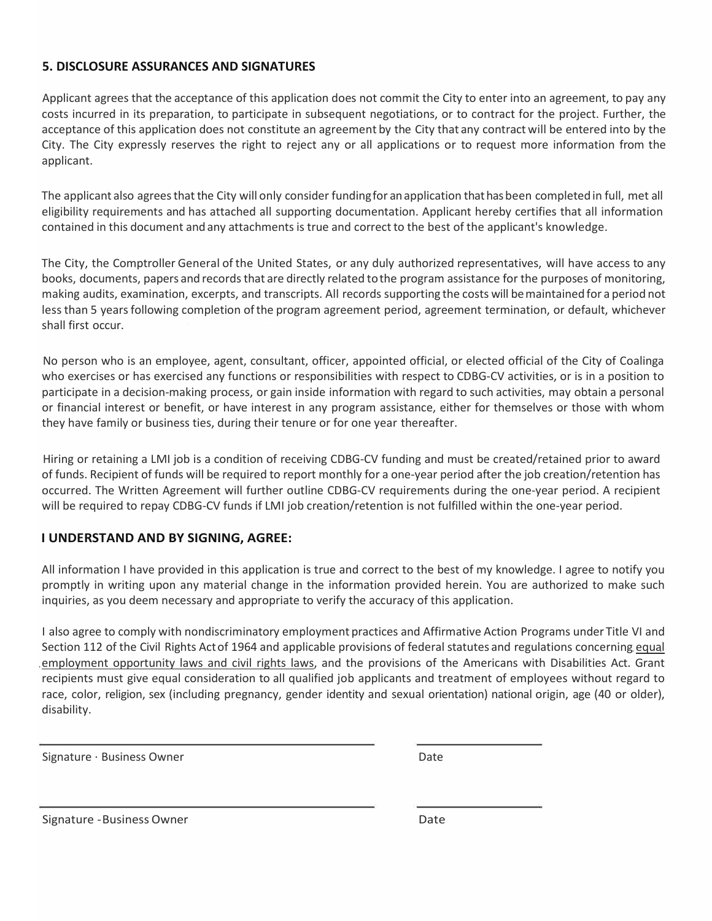## 5. DISCLOSURE ASSURANCES AND SIGNATURES

Applicant agrees that the acceptance of this application does not commit the City to enter into an agreement, to pay any costs incurred in its preparation, to participate in subsequent negotiations, or to contract for the project. Further, the acceptance of this application does not constitute an agreement by the City that any contract will be entered into by the City. The City expressly reserves the right to reject any or all applications or to request more information from the applicant.

The applicant also agrees that the City will only consider funding for an application that has been completed in full, met all eligibility requirements and has attached all supporting documentation. Applicant hereby certifies that all information contained in this document and any attachments is true and correct to the best of the applicant's knowledge.

The City, the Comptroller General of the United States, or any duly authorized representatives, will have access to any books, documents, papers and records that are directly related to the program assistance for the purposes of monitoring, making audits, examination, excerpts, and transcripts. All records supporting the costs will be maintained for a period not less than 5 years following completion of the program agreement period, agreement termination, or default, whichever shall first occur.

No person who is an employee, agent, consultant, officer, appointed official, or elected official of the City of Coalinga who exercises or has exercised any functions or responsibilities with respect to CDBG-CV activities, or is in a position to participate in a decision-making process, or gain inside information with regard to such activities, may obtain a personal or financial interest or benefit, or have interest in any program assistance, either for themselves or those with whom they have family or business ties, during their tenure or for one year thereafter.

Hiring or retaining a LMI job is a condition of receiving CDBG-CV funding and must be created/retained prior to award of funds. Recipient of funds will be required to report monthly for a one-year period after the job creation/retention has occurred. The Written Agreement will further outline CDBG-CV requirements during the one-year period. A recipient will be required to repay CDBG-CV funds if LMI job creation/retention is not fulfilled within the one-year period.

## I UNDERSTAND AND BY SIGNING, AGREE:

All information I have provided in this application is true and correct to the best of my knowledge. I agree to notify you promptly in writing upon any material change in the information provided herein. You are authorized to make such inquiries, as you deem necessary and appropriate to verify the accuracy of this application.

I also agree to comply with nondiscriminatory employment practices and Affirmative Action Programs under Title VI and Section 112 of the Civil Rights Act of 1964 and applicable provisions of federal statutes and regulations concerning equal employment opportunity laws and civil rights laws, and the provisions of the Americans with Disabilities Act. Grant recipients must give equal consideration to all qualified job applicants and treatment of employees without regard to race, color, religion, sex (including pregnancy, gender identity and sexual orientation) national origin, age (40 or older), disability.

______________________________ ______________

Signature · Business Owner Date

______________________________ ______________

Signature - Business Owner Date